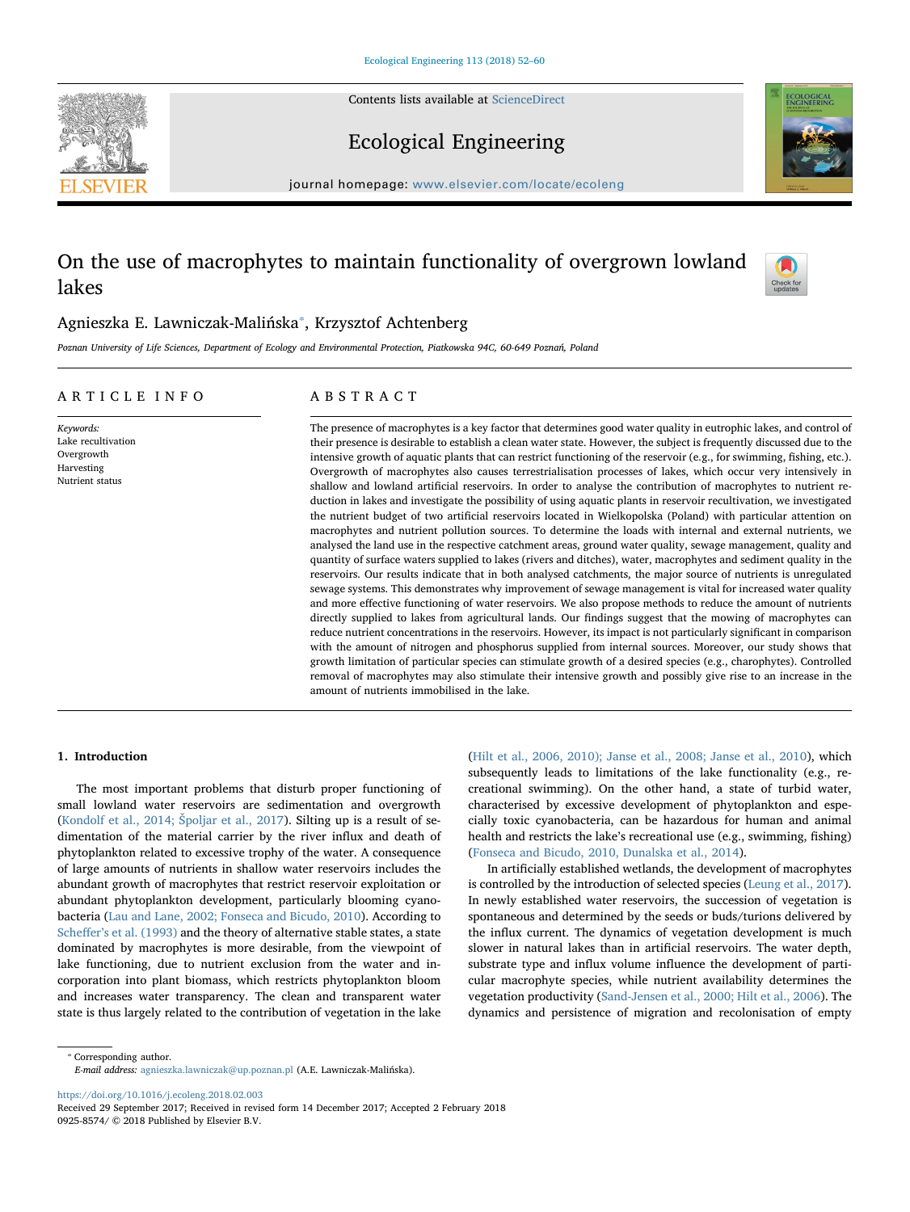# On the use of macrophytes to maintain functionality of overgrown lowland lakes

Agnieszka E. Lawniczak-Malińska*, Krzysztof Achtenberg

*Poznan University of Life Sciences, Department of Ecology and Environmental Protection, Piatkowska 94C, 60-649 Poznań, Poland*

## ARTICLE INFO

*Keywords:*
Lake recultivation
Overgrowth
Harvesting
Nutrient status

## ABSTRACT

The presence of macrophytes is a key factor that determines good water quality in eutrophic lakes, and control of their presence is desirable to establish a clean water state. However, the subject is frequently discussed due to the intensive growth of aquatic plants that can restrict functioning of the reservoir (e.g., for swimming, fishing, etc.). Overgrowth of macrophytes also causes terrestrialisation processes of lakes, which occur very intensively in shallow and lowland artificial reservoirs. In order to analyse the contribution of macrophytes to nutrient reduction in lakes and investigate the possibility of using aquatic plants in reservoir recultivation, we investigated the nutrient budget of two artificial reservoirs located in Wielkopolska (Poland) with particular attention on macrophytes and nutrient pollution sources. To determine the loads with internal and external nutrients, we analysed the land use in the respective catchment areas, ground water quality, sewage management, quality and quantity of surface waters supplied to lakes (rivers and ditches), water, macrophytes and sediment quality in the reservoirs. Our results indicate that in both analysed catchments, the major source of nutrients is unregulated sewage systems. This demonstrates why improvement of sewage management is vital for increased water quality and more effective functioning of water reservoirs. We also propose methods to reduce the amount of nutrients directly supplied to lakes from agricultural lands. Our findings suggest that the mowing of macrophytes can reduce nutrient concentrations in the reservoirs. However, its impact is not particularly significant in comparison with the amount of nitrogen and phosphorus supplied from internal sources. Moreover, our study shows that growth limitation of particular species can stimulate growth of a desired species (e.g., charophytes). Controlled removal of macrophytes may also stimulate their intensive growth and possibly give rise to an increase in the amount of nutrients immobilised in the lake.

## 1. Introduction

The most important problems that disturb proper functioning of small lowland water reservoirs are sedimentation and overgrowth (Kondolf et al., 2014; Špoljar et al., 2017). Silting up is a result of sedimentation of the material carrier by the river influx and death of phytoplankton related to excessive trophy of the water. A consequence of large amounts of nutrients in shallow water reservoirs includes the abundant growth of macrophytes that restrict reservoir exploitation or abundant phytoplankton development, particularly blooming cyanobacteria (Lau and Lane, 2002; Fonseca and Bicudo, 2010). According to Scheffer's et al. (1993) and the theory of alternative stable states, a state dominated by macrophytes is more desirable, from the viewpoint of lake functioning, due to nutrient exclusion from the water and incorporation into plant biomass, which restricts phytoplankton bloom and increases water transparency. The clean and transparent water state is thus largely related to the contribution of vegetation in the lake (Hilt et al., 2006, 2010); Janse et al., 2008; Janse et al., 2010), which subsequently leads to limitations of the lake functionality (e.g., recreational swimming). On the other hand, a state of turbid water, characterised by excessive development of phytoplankton and especially toxic cyanobacteria, can be hazardous for human and animal health and restricts the lake's recreational use (e.g., swimming, fishing) (Fonseca and Bicudo, 2010, Dunalska et al., 2014).

In artificially established wetlands, the development of macrophytes is controlled by the introduction of selected species (Leung et al., 2017). In newly established water reservoirs, the succession of vegetation is spontaneous and determined by the seeds or buds/turions delivered by the influx current. The dynamics of vegetation development is much slower in natural lakes than in artificial reservoirs. The water depth, substrate type and influx volume influence the development of particular macrophyte species, while nutrient availability determines the vegetation productivity (Sand-Jensen et al., 2000; Hilt et al., 2006). The dynamics and persistence of migration and recolonisation of empty

\* Corresponding author.
*E-mail address:* agnieszka.lawniczak@up.poznan.pl (A.E. Lawniczak-Malińska).

https://doi.org/10.1016/j.ecoleng.2018.02.003
Received 29 September 2017; Received in revised form 14 December 2017; Accepted 2 February 2018
0925-8574/ © 2018 Published by Elsevier B.V.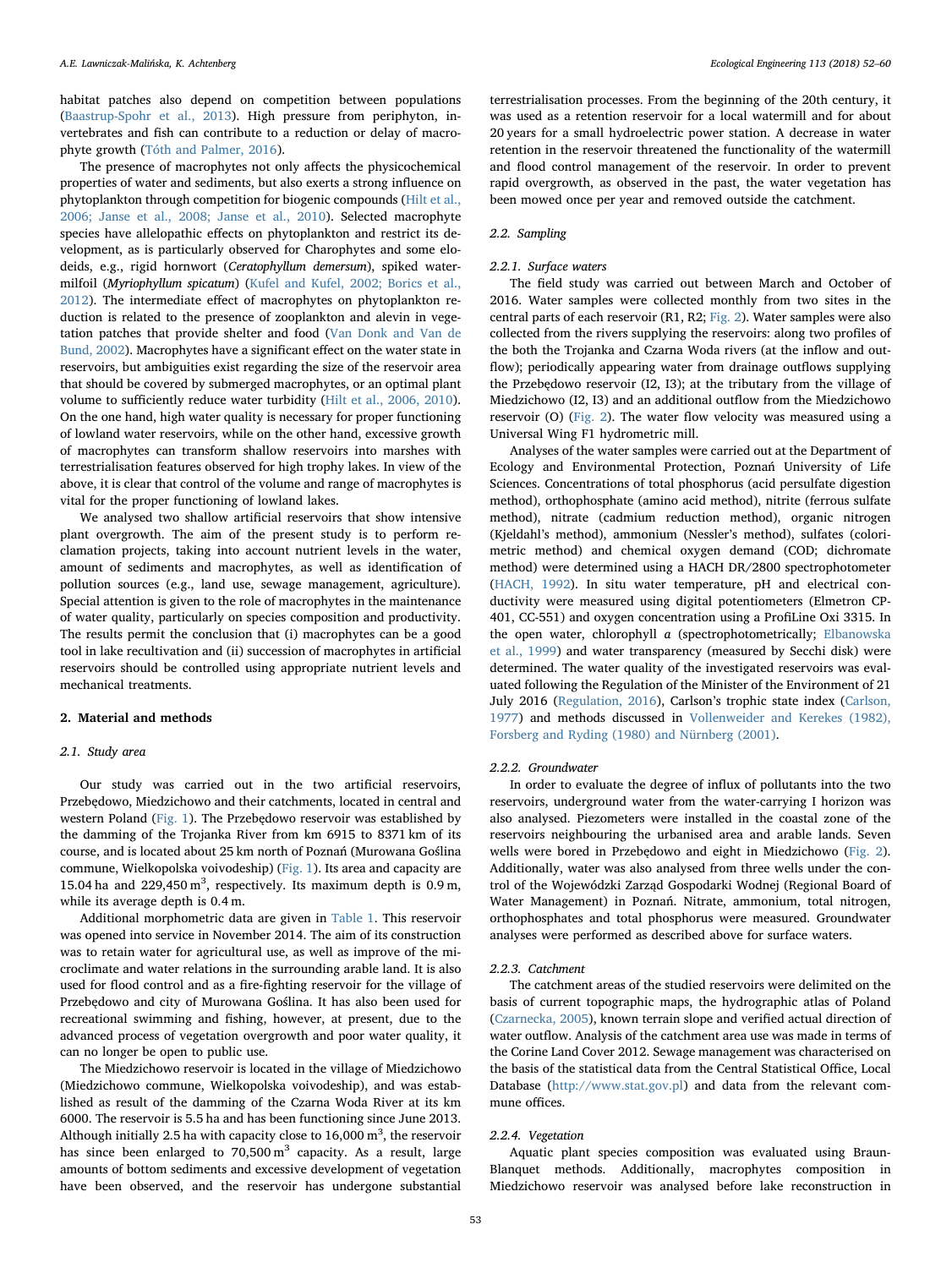habitat patches also depend on competition between populations (Baastrup-Spohr et al., 2013). High pressure from periphyton, invertebrates and fish can contribute to a reduction or delay of macrophyte growth (Tóth and Palmer, 2016).

The presence of macrophytes not only affects the physicochemical properties of water and sediments, but also exerts a strong influence on phytoplankton through competition for biogenic compounds (Hilt et al., 2006; Janse et al., 2008; Janse et al., 2010). Selected macrophyte species have allelopathic effects on phytoplankton and restrict its development, as is particularly observed for Charophytes and some elodeids, e.g., rigid hornwort (*Ceratophyllum demersum*), spiked watermilfoil (*Myriophyllum spicatum*) (Kufel and Kufel, 2002; Borics et al., 2012). The intermediate effect of macrophytes on phytoplankton reduction is related to the presence of zooplankton and alevin in vegetation patches that provide shelter and food (Van Donk and Van de Bund, 2002). Macrophytes have a significant effect on the water state in reservoirs, but ambiguities exist regarding the size of the reservoir area that should be covered by submerged macrophytes, or an optimal plant volume to sufficiently reduce water turbidity (Hilt et al., 2006, 2010). On the one hand, high water quality is necessary for proper functioning of lowland water reservoirs, while on the other hand, excessive growth of macrophytes can transform shallow reservoirs into marshes with terrestrialisation features observed for high trophy lakes. In view of the above, it is clear that control of the volume and range of macrophytes is vital for the proper functioning of lowland lakes.

We analysed two shallow artificial reservoirs that show intensive plant overgrowth. The aim of the present study is to perform reclamation projects, taking into account nutrient levels in the water, amount of sediments and macrophytes, as well as identification of pollution sources (e.g., land use, sewage management, agriculture). Special attention is given to the role of macrophytes in the maintenance of water quality, particularly on species composition and productivity. The results permit the conclusion that (i) macrophytes can be a good tool in lake recultivation and (ii) succession of macrophytes in artificial reservoirs should be controlled using appropriate nutrient levels and mechanical treatments.

## 2. Material and methods

### 2.1. Study area

Our study was carried out in the two artificial reservoirs, Przebędowo, Miedzichowo and their catchments, located in central and western Poland (Fig. 1). The Przebędowo reservoir was established by the damming of the Trojanka River from km 6915 to 8371 km of its course, and is located about 25 km north of Poznań (Murowana Goślina commune, Wielkopolska voivodeship) (Fig. 1). Its area and capacity are 15.04 ha and 229,450 $m^3$, respectively. Its maximum depth is 0.9 m, while its average depth is 0.4 m.

Additional morphometric data are given in Table 1. This reservoir was opened into service in November 2014. The aim of its construction was to retain water for agricultural use, as well as improve of the microclimate and water relations in the surrounding arable land. It is also used for flood control and as a fire-fighting reservoir for the village of Przebędowo and city of Murowana Goślina. It has also been used for recreational swimming and fishing, however, at present, due to the advanced process of vegetation overgrowth and poor water quality, it can no longer be open to public use.

The Miedzichowo reservoir is located in the village of Miedzichowo (Miedzichowo commune, Wielkopolska voivodeship), and was established as result of the damming of the Czarna Woda River at its km 6000. The reservoir is 5.5 ha and has been functioning since June 2013. Although initially 2.5 ha with capacity close to 16,000 $m^3$, the reservoir has since been enlarged to 70,500 $m^3$ capacity. As a result, large amounts of bottom sediments and excessive development of vegetation have been observed, and the reservoir has undergone substantial terrestrialisation processes. From the beginning of the 20th century, it was used as a retention reservoir for a local watermill and for about 20 years for a small hydroelectric power station. A decrease in water retention in the reservoir threatened the functionality of the watermill and flood control management of the reservoir. In order to prevent rapid overgrowth, as observed in the past, the water vegetation has been mowed once per year and removed outside the catchment.

### 2.2. Sampling

#### 2.2.1. Surface waters

The field study was carried out between March and October of 2016. Water samples were collected monthly from two sites in the central parts of each reservoir (R1, R2; Fig. 2). Water samples were also collected from the rivers supplying the reservoirs: along two profiles of the both the Trojanka and Czarna Woda rivers (at the inflow and outflow); periodically appearing water from drainage outflows supplying the Przebędowo reservoir (I2, I3); at the tributary from the village of Miedzichowo (I2, I3) and an additional outflow from the Miedzichowo reservoir (O) (Fig. 2). The water flow velocity was measured using a Universal Wing F1 hydrometric mill.

Analyses of the water samples were carried out at the Department of Ecology and Environmental Protection, Poznań University of Life Sciences. Concentrations of total phosphorus (acid persulfate digestion method), orthophosphate (amino acid method), nitrite (ferrous sulfate method), nitrate (cadmium reduction method), organic nitrogen (Kjeldahl's method), ammonium (Nessler's method), sulfates (colorimetric method) and chemical oxygen demand (COD; dichromate method) were determined using a HACH DR/2800 spectrophotometer (HACH, 1992). In situ water temperature, pH and electrical conductivity were measured using digital potentiometers (Elmetron CP-401, CC-551) and oxygen concentration using a ProfiLine Oxi 3315. In the open water, chlorophyll *a* (spectrophotometrically; Elbanowska et al., 1999) and water transparency (measured by Secchi disk) were determined. The water quality of the investigated reservoirs was evaluated following the Regulation of the Minister of the Environment of 21 July 2016 (Regulation, 2016), Carlson's trophic state index (Carlson, 1977) and methods discussed in Vollenweider and Kerekes (1982), Forsberg and Ryding (1980) and Nürnberg (2001).

#### 2.2.2. Groundwater

In order to evaluate the degree of influx of pollutants into the two reservoirs, underground water from the water-carrying I horizon was also analysed. Piezometers were installed in the coastal zone of the reservoirs neighbouring the urbanised area and arable lands. Seven wells were bored in Przebędowo and eight in Miedzichowo (Fig. 2). Additionally, water was also analysed from three wells under the control of the Wojewódzki Zarząd Gospodarki Wodnej (Regional Board of Water Management) in Poznań. Nitrate, ammonium, total nitrogen, orthophosphates and total phosphorus were measured. Groundwater analyses were performed as described above for surface waters.

#### 2.2.3. Catchment

The catchment areas of the studied reservoirs were delimited on the basis of current topographic maps, the hydrographic atlas of Poland (Czarnecka, 2005), known terrain slope and verified actual direction of water outflow. Analysis of the catchment area use was made in terms of the Corine Land Cover 2012. Sewage management was characterised on the basis of the statistical data from the Central Statistical Office, Local Database (http://www.stat.gov.pl) and data from the relevant commune offices.

#### 2.2.4. Vegetation

Aquatic plant species composition was evaluated using Braun-Blanquet methods. Additionally, macrophytes composition in Miedzichowo reservoir was analysed before lake reconstruction in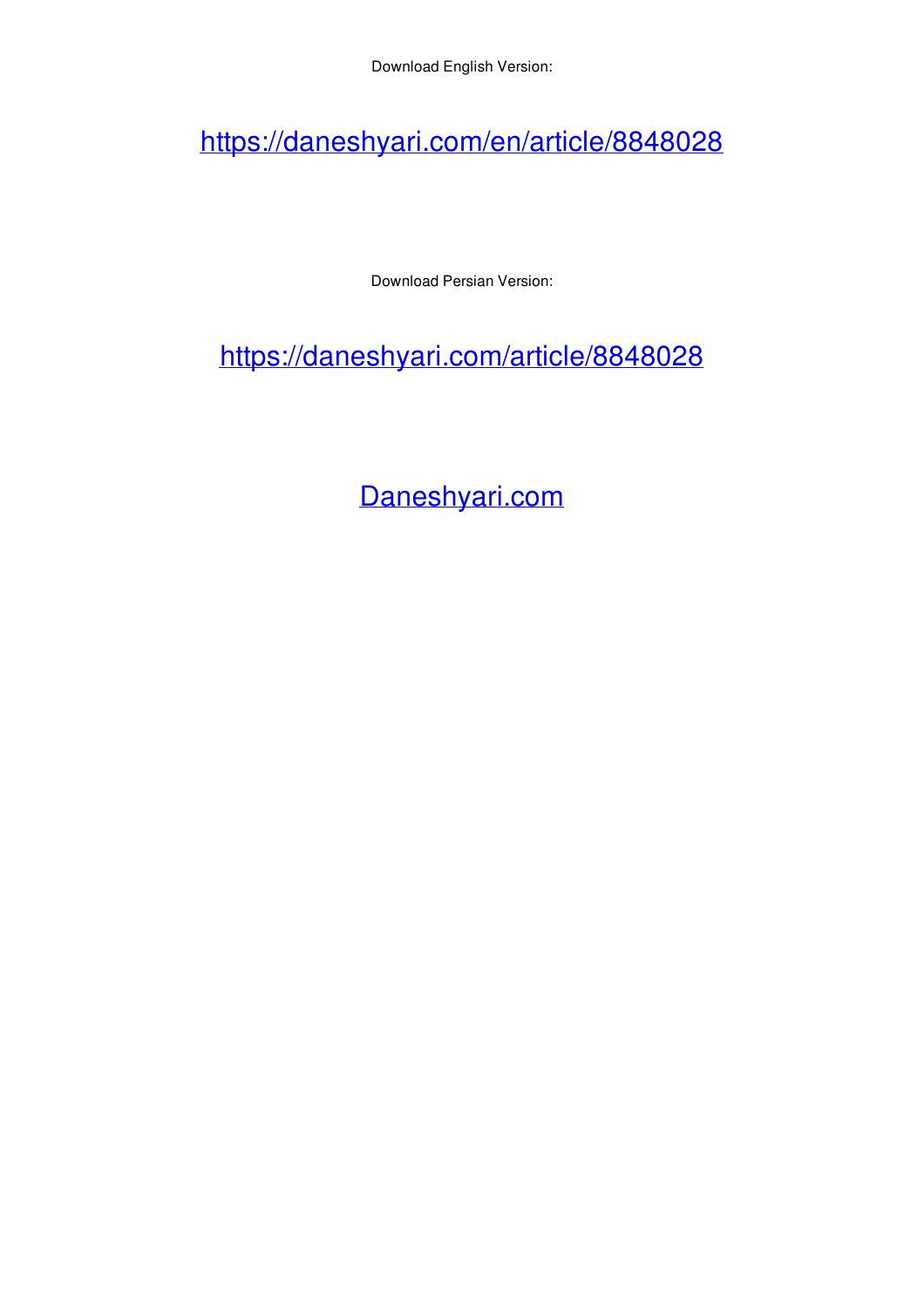Download English Version:

https://daneshyari.com/en/article/8848028

Download Persian Version:

https://daneshyari.com/article/8848028

Daneshyari.com